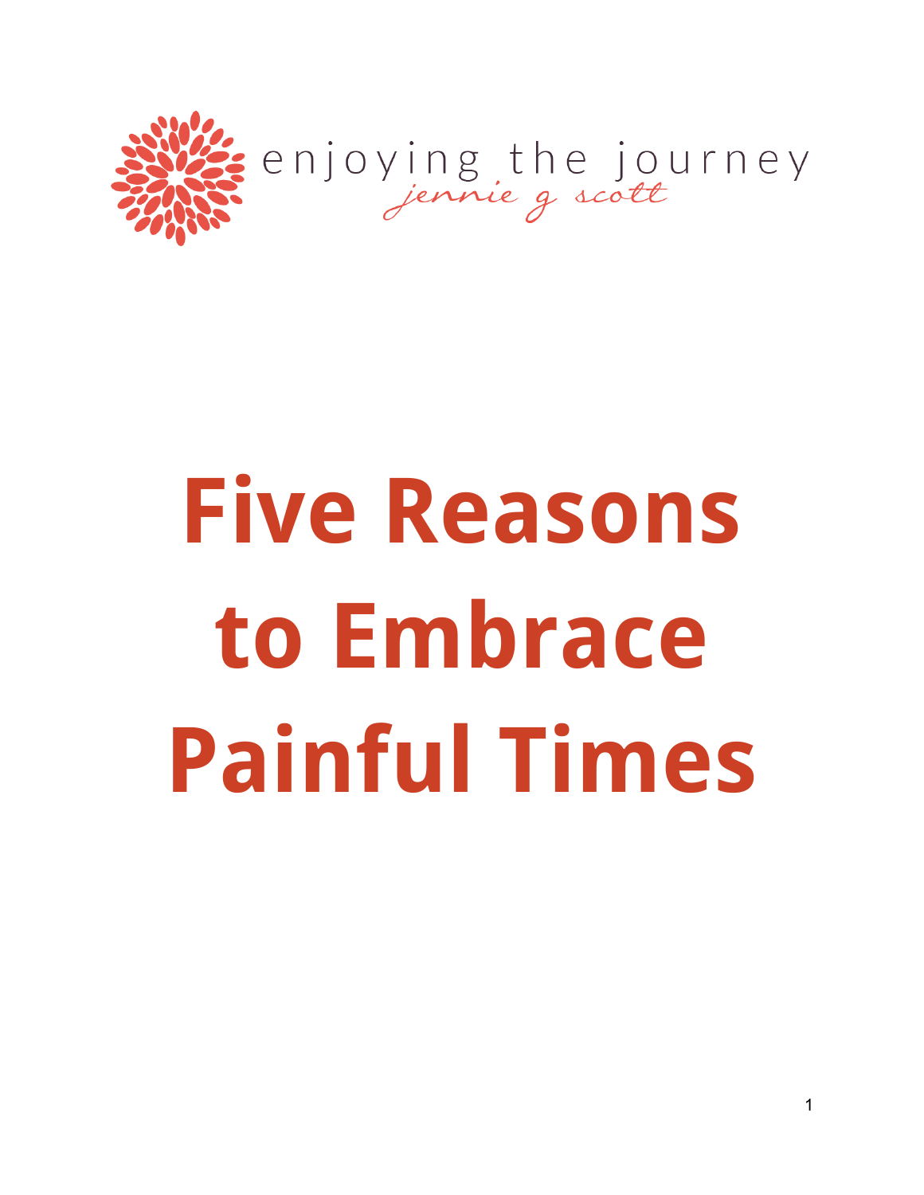enjoying the journey

*jennie g scott*

# Five Reasons to Embrace Painful Times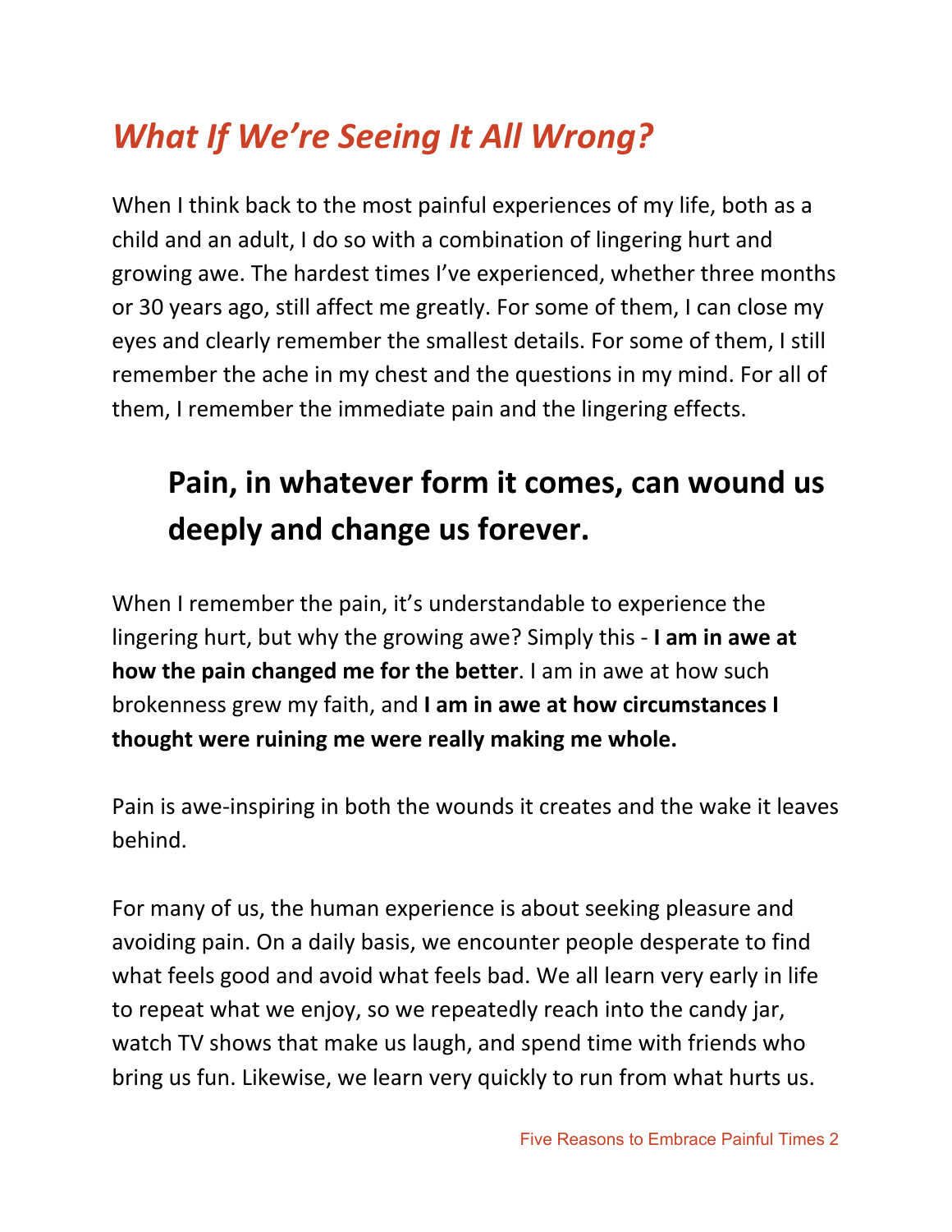## *What If We're Seeing It All Wrong?*

When I think back to the most painful experiences of my life, both as a child and an adult, I do so with a combination of lingering hurt and growing awe. The hardest times I've experienced, whether three months or 30 years ago, still affect me greatly. For some of them, I can close my eyes and clearly remember the smallest details. For some of them, I still remember the ache in my chest and the questions in my mind. For all of them, I remember the immediate pain and the lingering effects.

> **Pain, in whatever form it comes, can wound us deeply and change us forever.**

When I remember the pain, it's understandable to experience the lingering hurt, but why the growing awe? Simply this - **I am in awe at how the pain changed me for the better**. I am in awe at how such brokenness grew my faith, and **I am in awe at how circumstances I thought were ruining me were really making me whole.**

Pain is awe-inspiring in both the wounds it creates and the wake it leaves behind.

For many of us, the human experience is about seeking pleasure and avoiding pain. On a daily basis, we encounter people desperate to find what feels good and avoid what feels bad. We all learn very early in life to repeat what we enjoy, so we repeatedly reach into the candy jar, watch TV shows that make us laugh, and spend time with friends who bring us fun. Likewise, we learn very quickly to run from what hurts us.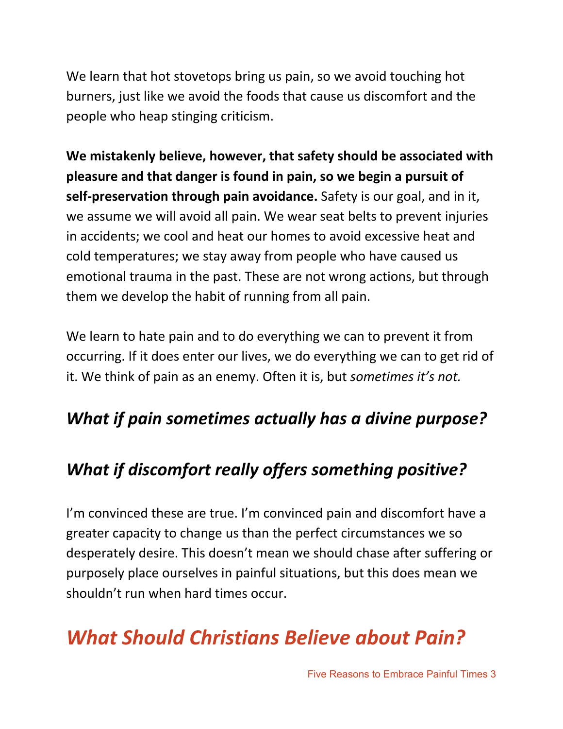We learn that hot stovetops bring us pain, so we avoid touching hot burners, just like we avoid the foods that cause us discomfort and the people who heap stinging criticism.

**We mistakenly believe, however, that safety should be associated with pleasure and that danger is found in pain, so we begin a pursuit of self-preservation through pain avoidance.** Safety is our goal, and in it, we assume we will avoid all pain. We wear seat belts to prevent injuries in accidents; we cool and heat our homes to avoid excessive heat and cold temperatures; we stay away from people who have caused us emotional trauma in the past. These are not wrong actions, but through them we develop the habit of running from all pain.

We learn to hate pain and to do everything we can to prevent it from occurring. If it does enter our lives, we do everything we can to get rid of it. We think of pain as an enemy. Often it is, but *sometimes it's not.*

### *What if pain sometimes actually has a divine purpose?*

### *What if discomfort really offers something positive?*

I'm convinced these are true. I'm convinced pain and discomfort have a greater capacity to change us than the perfect circumstances we so desperately desire. This doesn't mean we should chase after suffering or purposely place ourselves in painful situations, but this does mean we shouldn't run when hard times occur.

## *What Should Christians Believe about Pain?*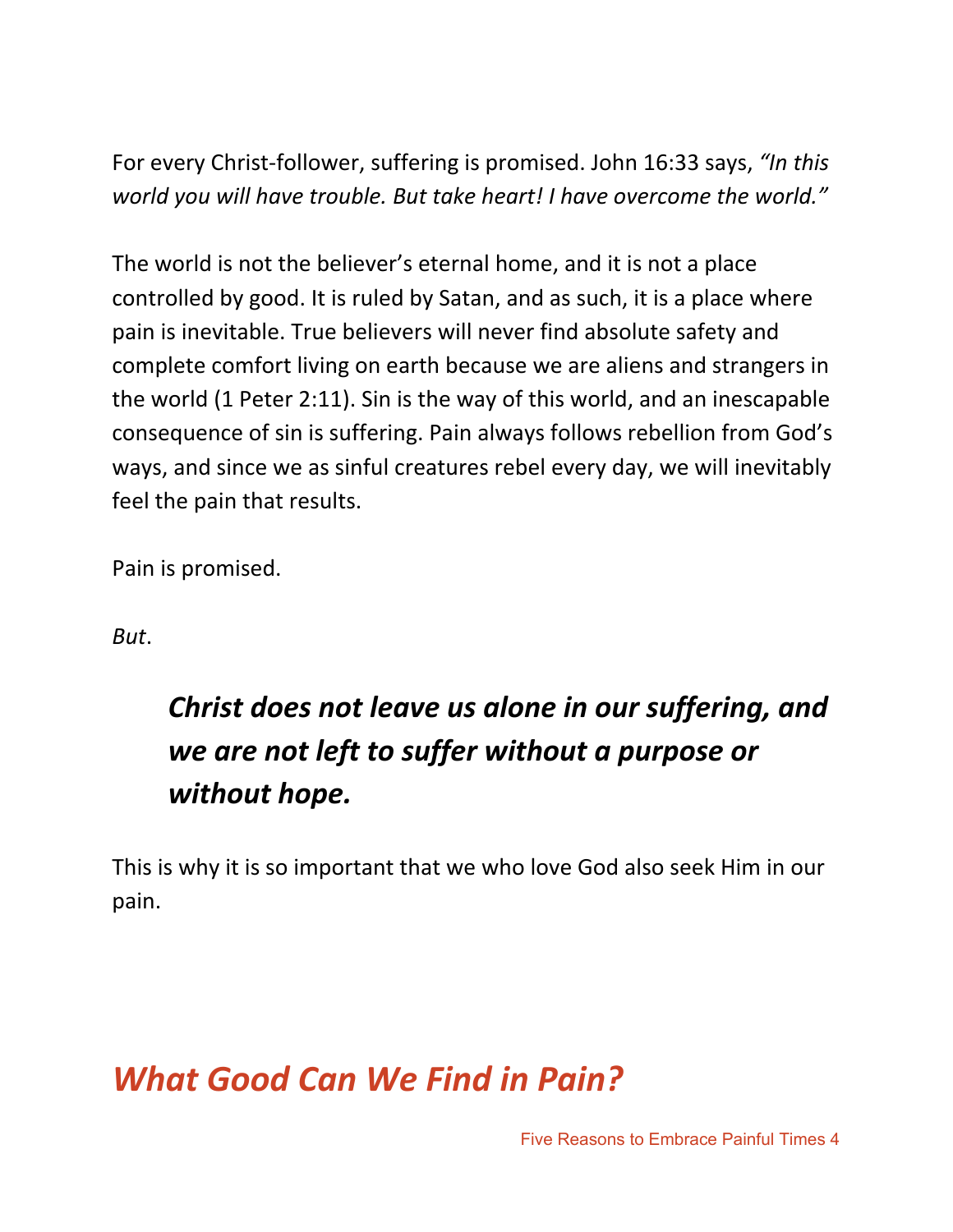For every Christ-follower, suffering is promised. John 16:33 says, *"In this world you will have trouble. But take heart! I have overcome the world."*

The world is not the believer's eternal home, and it is not a place controlled by good. It is ruled by Satan, and as such, it is a place where pain is inevitable. True believers will never find absolute safety and complete comfort living on earth because we are aliens and strangers in the world (1 Peter 2:11). Sin is the way of this world, and an inescapable consequence of sin is suffering. Pain always follows rebellion from God's ways, and since we as sinful creatures rebel every day, we will inevitably feel the pain that results.

Pain is promised.

*But*.

> ***Christ does not leave us alone in our suffering, and we are not left to suffer without a purpose or without hope.***

This is why it is so important that we who love God also seek Him in our pain.

## *What Good Can We Find in Pain?*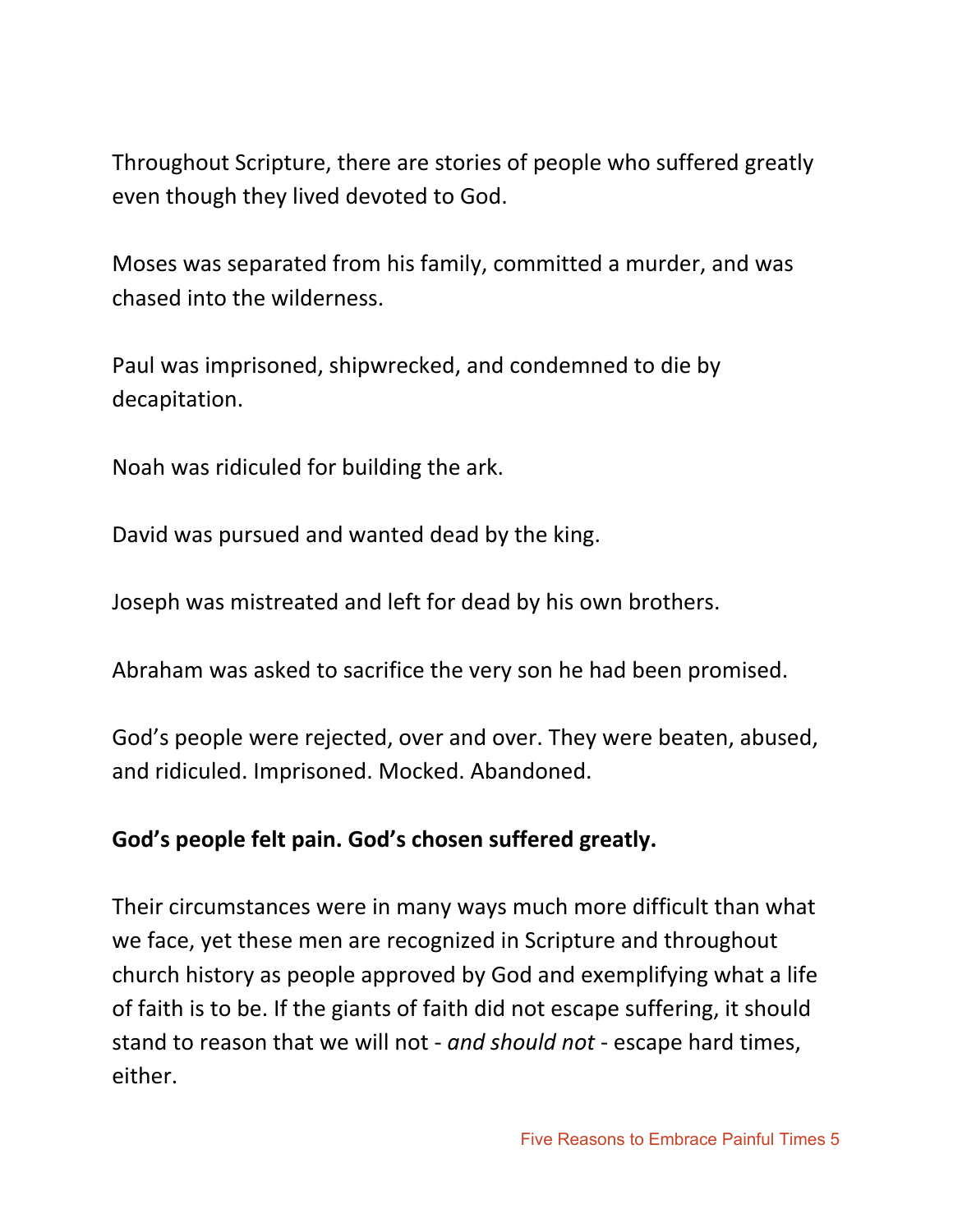Throughout Scripture, there are stories of people who suffered greatly even though they lived devoted to God.

Moses was separated from his family, committed a murder, and was chased into the wilderness.

Paul was imprisoned, shipwrecked, and condemned to die by decapitation.

Noah was ridiculed for building the ark.

David was pursued and wanted dead by the king.

Joseph was mistreated and left for dead by his own brothers.

Abraham was asked to sacrifice the very son he had been promised.

God's people were rejected, over and over. They were beaten, abused, and ridiculed. Imprisoned. Mocked. Abandoned.

**God's people felt pain. God's chosen suffered greatly.**

Their circumstances were in many ways much more difficult than what we face, yet these men are recognized in Scripture and throughout church history as people approved by God and exemplifying what a life of faith is to be. If the giants of faith did not escape suffering, it should stand to reason that we will not - *and should not* - escape hard times, either.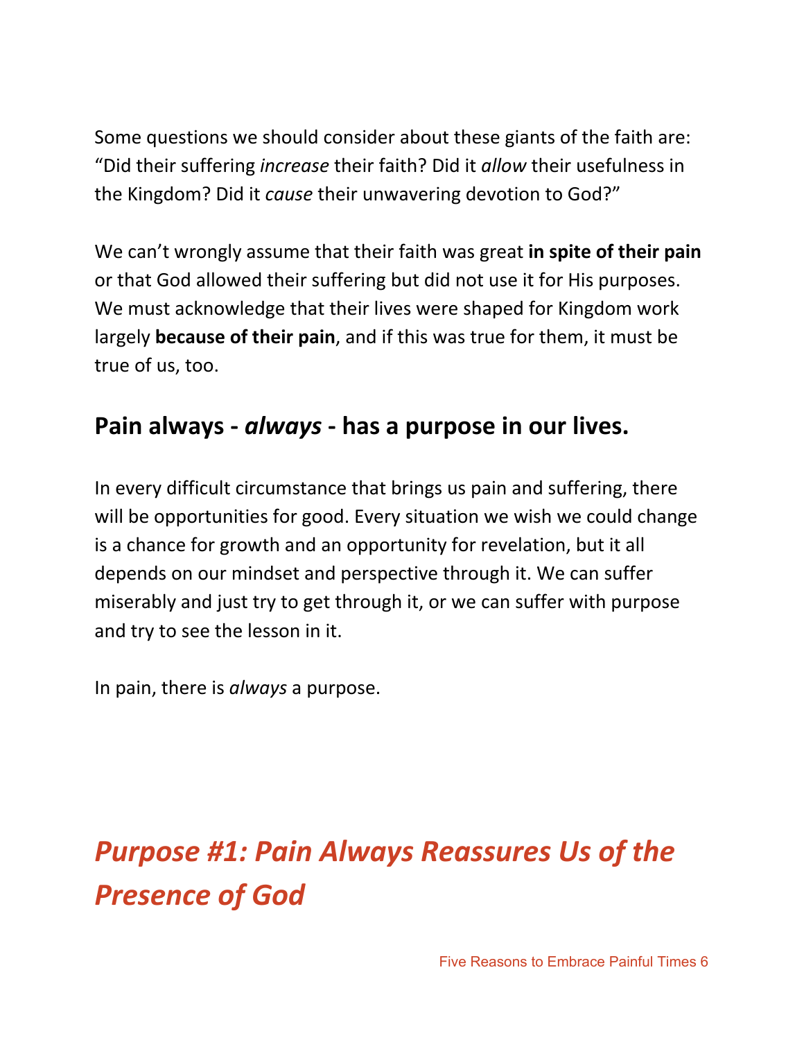Some questions we should consider about these giants of the faith are: "Did their suffering *increase* their faith? Did it *allow* their usefulness in the Kingdom? Did it *cause* their unwavering devotion to God?"

We can't wrongly assume that their faith was great **in spite of their pain** or that God allowed their suffering but did not use it for His purposes. We must acknowledge that their lives were shaped for Kingdom work largely **because of their pain**, and if this was true for them, it must be true of us, too.

## Pain always - *always* - has a purpose in our lives.

In every difficult circumstance that brings us pain and suffering, there will be opportunities for good. Every situation we wish we could change is a chance for growth and an opportunity for revelation, but it all depends on our mindset and perspective through it. We can suffer miserably and just try to get through it, or we can suffer with purpose and try to see the lesson in it.

In pain, there is *always* a purpose.

# *Purpose #1: Pain Always Reassures Us of the Presence of God*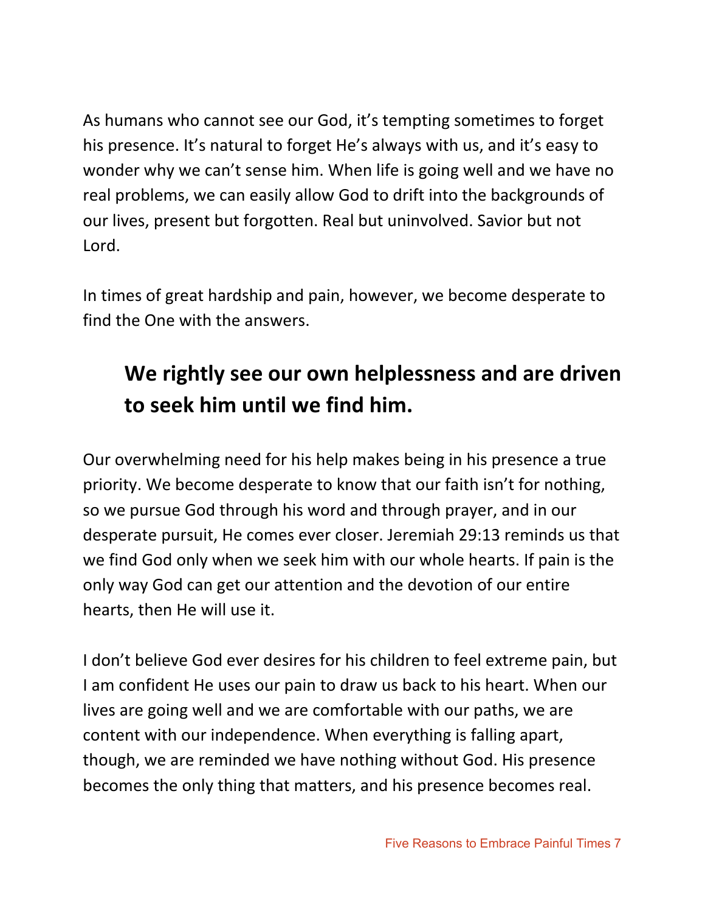As humans who cannot see our God, it's tempting sometimes to forget his presence. It's natural to forget He's always with us, and it's easy to wonder why we can't sense him. When life is going well and we have no real problems, we can easily allow God to drift into the backgrounds of our lives, present but forgotten. Real but uninvolved. Savior but not Lord.

In times of great hardship and pain, however, we become desperate to find the One with the answers.

> **We rightly see our own helplessness and are driven to seek him until we find him.**

Our overwhelming need for his help makes being in his presence a true priority. We become desperate to know that our faith isn't for nothing, so we pursue God through his word and through prayer, and in our desperate pursuit, He comes ever closer. Jeremiah 29:13 reminds us that we find God only when we seek him with our whole hearts. If pain is the only way God can get our attention and the devotion of our entire hearts, then He will use it.

I don't believe God ever desires for his children to feel extreme pain, but I am confident He uses our pain to draw us back to his heart. When our lives are going well and we are comfortable with our paths, we are content with our independence. When everything is falling apart, though, we are reminded we have nothing without God. His presence becomes the only thing that matters, and his presence becomes real.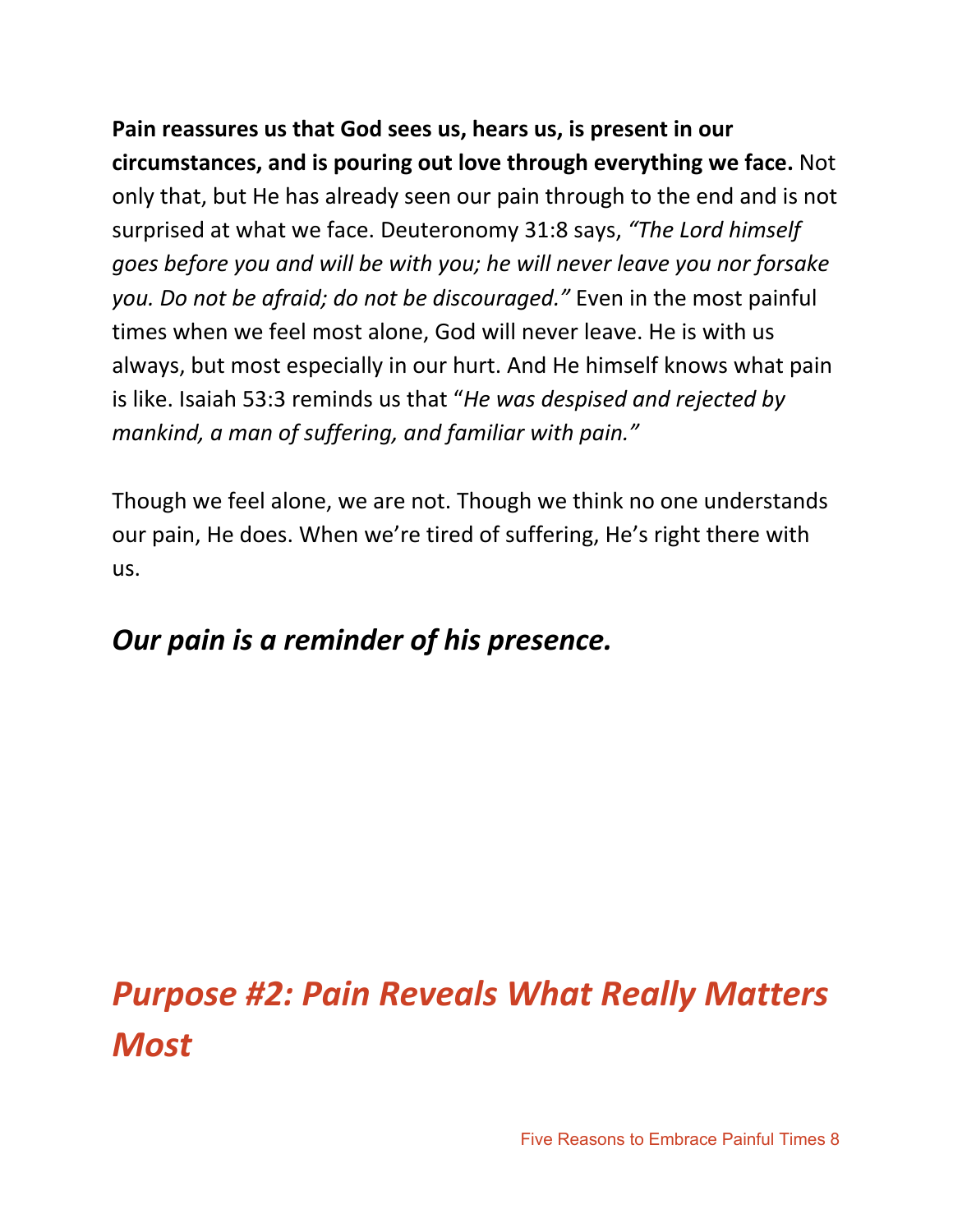**Pain reassures us that God sees us, hears us, is present in our circumstances, and is pouring out love through everything we face.** Not only that, but He has already seen our pain through to the end and is not surprised at what we face. Deuteronomy 31:8 says, *"The Lord himself goes before you and will be with you; he will never leave you nor forsake you. Do not be afraid; do not be discouraged."* Even in the most painful times when we feel most alone, God will never leave. He is with us always, but most especially in our hurt. And He himself knows what pain is like. Isaiah 53:3 reminds us that "*He was despised and rejected by mankind, a man of suffering, and familiar with pain."*

Though we feel alone, we are not. Though we think no one understands our pain, He does. When we're tired of suffering, He's right there with us.

### ***Our pain is a reminder of his presence.***

## *Purpose #2: Pain Reveals What Really Matters Most*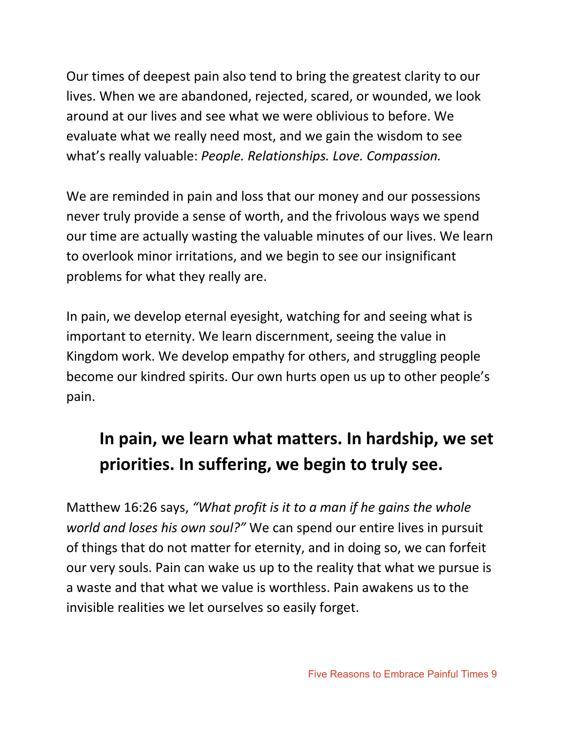Our times of deepest pain also tend to bring the greatest clarity to our lives. When we are abandoned, rejected, scared, or wounded, we look around at our lives and see what we were oblivious to before. We evaluate what we really need most, and we gain the wisdom to see what's really valuable: *People. Relationships. Love. Compassion.*

We are reminded in pain and loss that our money and our possessions never truly provide a sense of worth, and the frivolous ways we spend our time are actually wasting the valuable minutes of our lives. We learn to overlook minor irritations, and we begin to see our insignificant problems for what they really are.

In pain, we develop eternal eyesight, watching for and seeing what is important to eternity. We learn discernment, seeing the value in Kingdom work. We develop empathy for others, and struggling people become our kindred spirits. Our own hurts open us up to other people's pain.

> **In pain, we learn what matters. In hardship, we set priorities. In suffering, we begin to truly see.**

Matthew 16:26 says, *"What profit is it to a man if he gains the whole world and loses his own soul?"* We can spend our entire lives in pursuit of things that do not matter for eternity, and in doing so, we can forfeit our very souls. Pain can wake us up to the reality that what we pursue is a waste and that what we value is worthless. Pain awakens us to the invisible realities we let ourselves so easily forget.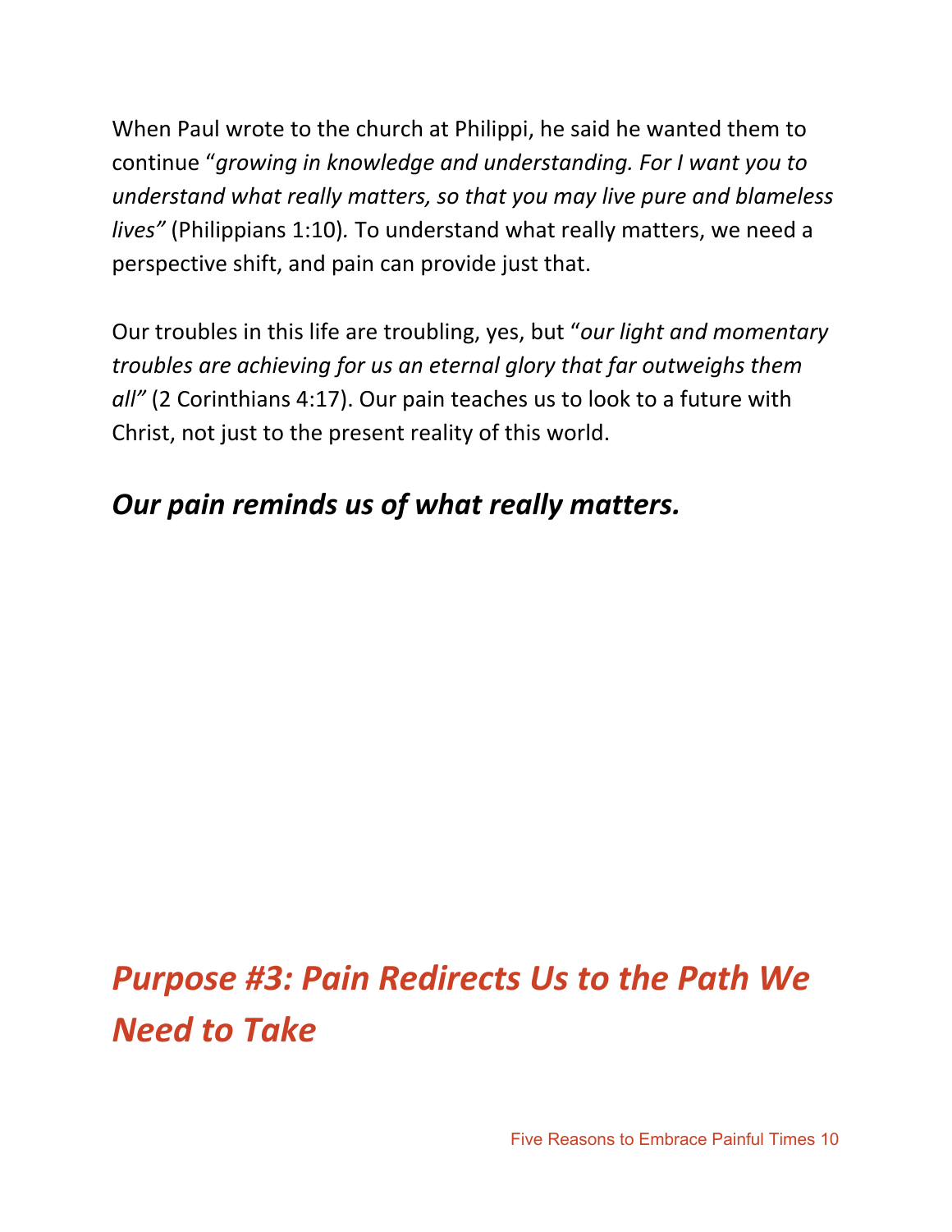When Paul wrote to the church at Philippi, he said he wanted them to continue "*growing in knowledge and understanding. For I want you to understand what really matters, so that you may live pure and blameless lives"* (Philippians 1:10). To understand what really matters, we need a perspective shift, and pain can provide just that.

Our troubles in this life are troubling, yes, but "*our light and momentary troubles are achieving for us an eternal glory that far outweighs them all"* (2 Corinthians 4:17). Our pain teaches us to look to a future with Christ, not just to the present reality of this world.

***Our pain reminds us of what really matters.***

## *Purpose #3: Pain Redirects Us to the Path We Need to Take*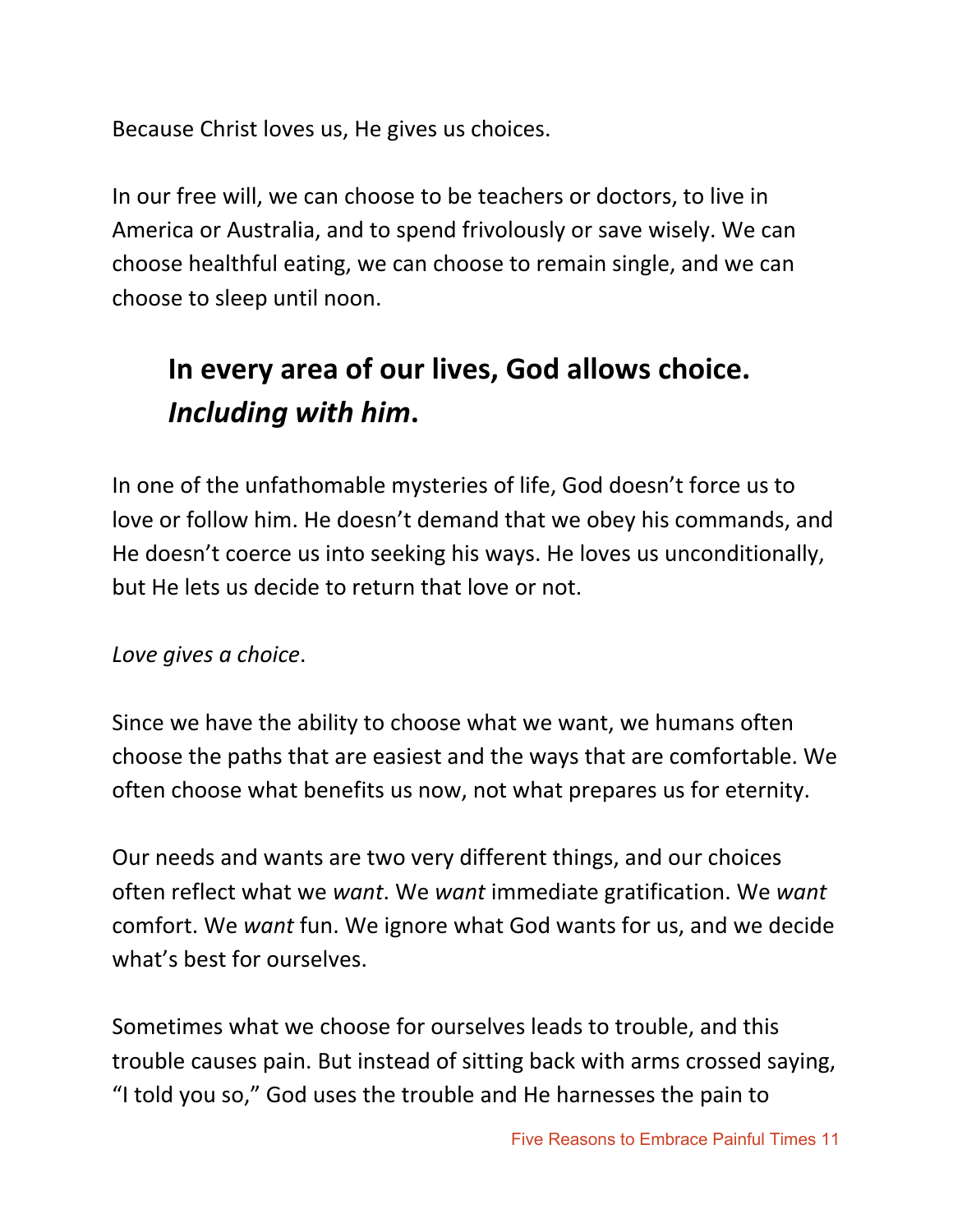Because Christ loves us, He gives us choices.

In our free will, we can choose to be teachers or doctors, to live in America or Australia, and to spend frivolously or save wisely. We can choose healthful eating, we can choose to remain single, and we can choose to sleep until noon.

> **In every area of our lives, God allows choice. *Including with him*.**

In one of the unfathomable mysteries of life, God doesn't force us to love or follow him. He doesn't demand that we obey his commands, and He doesn't coerce us into seeking his ways. He loves us unconditionally, but He lets us decide to return that love or not.

*Love gives a choice*.

Since we have the ability to choose what we want, we humans often choose the paths that are easiest and the ways that are comfortable. We often choose what benefits us now, not what prepares us for eternity.

Our needs and wants are two very different things, and our choices often reflect what we *want*. We *want* immediate gratification. We *want* comfort. We *want* fun. We ignore what God wants for us, and we decide what's best for ourselves.

Sometimes what we choose for ourselves leads to trouble, and this trouble causes pain. But instead of sitting back with arms crossed saying, "I told you so," God uses the trouble and He harnesses the pain to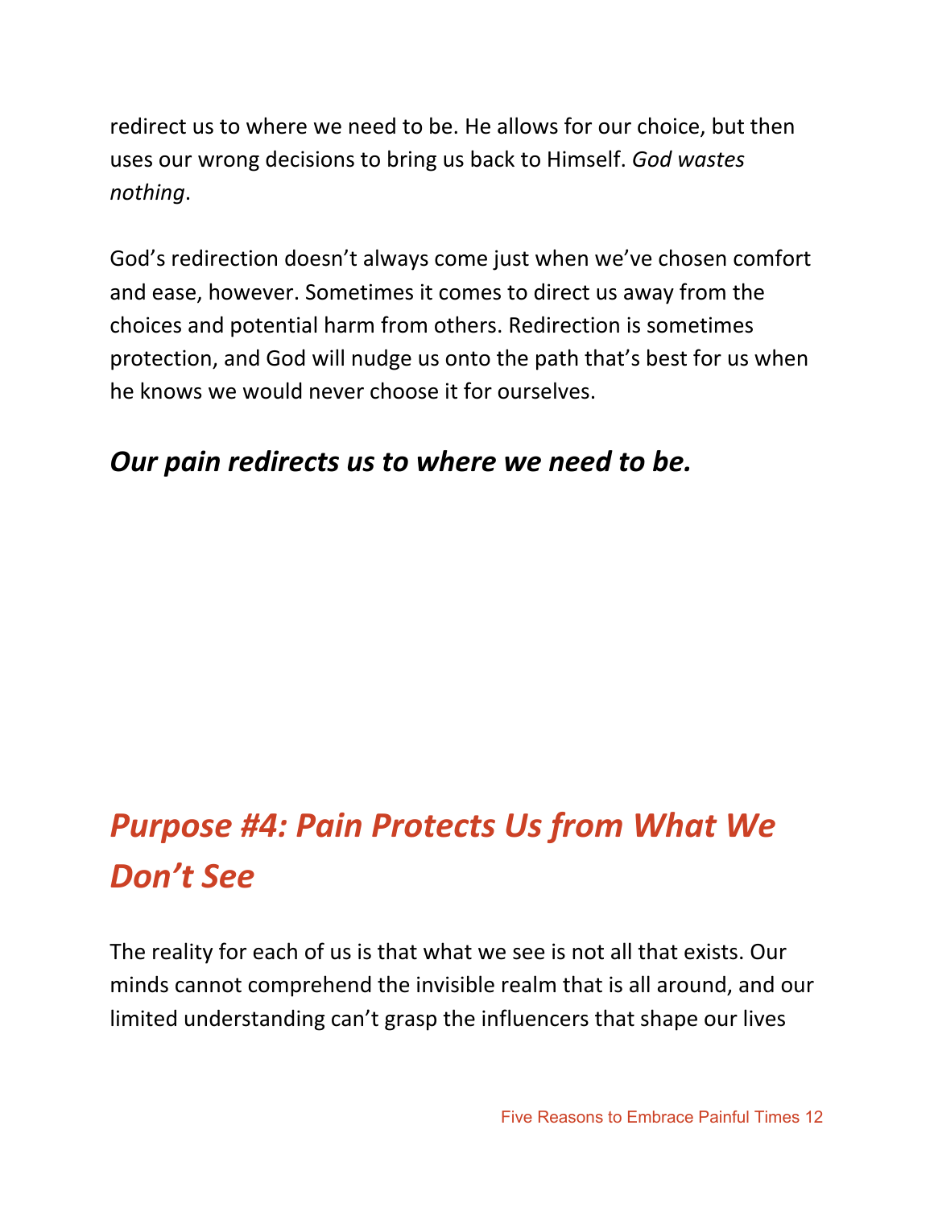redirect us to where we need to be. He allows for our choice, but then uses our wrong decisions to bring us back to Himself. *God wastes nothing*.

God's redirection doesn't always come just when we've chosen comfort and ease, however. Sometimes it comes to direct us away from the choices and potential harm from others. Redirection is sometimes protection, and God will nudge us onto the path that's best for us when he knows we would never choose it for ourselves.

***Our pain redirects us to where we need to be.***

## *Purpose #4: Pain Protects Us from What We Don't See*

The reality for each of us is that what we see is not all that exists. Our minds cannot comprehend the invisible realm that is all around, and our limited understanding can't grasp the influencers that shape our lives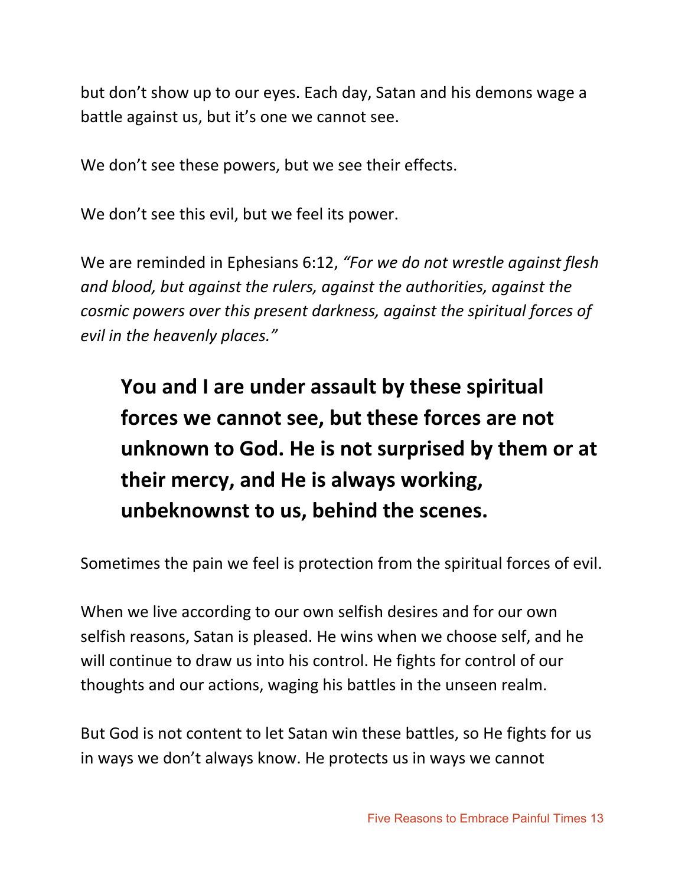but don't show up to our eyes. Each day, Satan and his demons wage a battle against us, but it's one we cannot see.

We don't see these powers, but we see their effects.

We don't see this evil, but we feel its power.

We are reminded in Ephesians 6:12, *"For we do not wrestle against flesh and blood, but against the rulers, against the authorities, against the cosmic powers over this present darkness, against the spiritual forces of evil in the heavenly places."*

> **You and I are under assault by these spiritual forces we cannot see, but these forces are not unknown to God. He is not surprised by them or at their mercy, and He is always working, unbeknownst to us, behind the scenes.**

Sometimes the pain we feel is protection from the spiritual forces of evil.

When we live according to our own selfish desires and for our own selfish reasons, Satan is pleased. He wins when we choose self, and he will continue to draw us into his control. He fights for control of our thoughts and our actions, waging his battles in the unseen realm.

But God is not content to let Satan win these battles, so He fights for us in ways we don't always know. He protects us in ways we cannot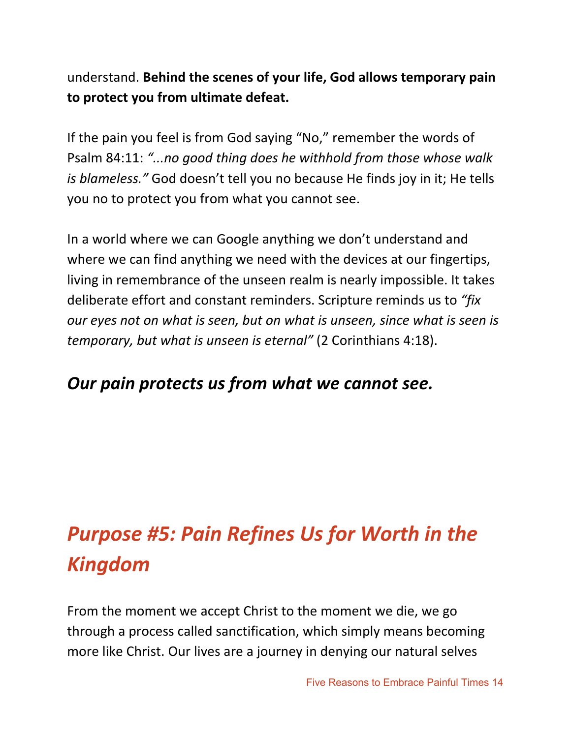understand. **Behind the scenes of your life, God allows temporary pain to protect you from ultimate defeat.**

If the pain you feel is from God saying "No," remember the words of Psalm 84:11: *"...no good thing does he withhold from those whose walk is blameless."* God doesn't tell you no because He finds joy in it; He tells you no to protect you from what you cannot see.

In a world where we can Google anything we don't understand and where we can find anything we need with the devices at our fingertips, living in remembrance of the unseen realm is nearly impossible. It takes deliberate effort and constant reminders. Scripture reminds us to *"fix our eyes not on what is seen, but on what is unseen, since what is seen is temporary, but what is unseen is eternal"* (2 Corinthians 4:18).

***Our pain protects us from what we cannot see.***

## *Purpose #5: Pain Refines Us for Worth in the Kingdom*

From the moment we accept Christ to the moment we die, we go through a process called sanctification, which simply means becoming more like Christ. Our lives are a journey in denying our natural selves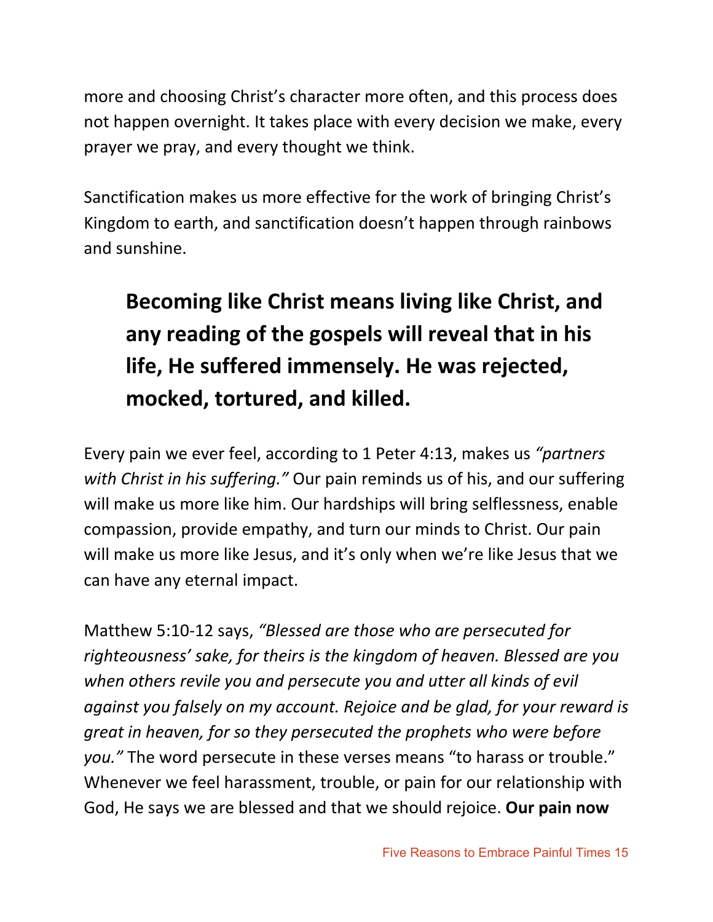more and choosing Christ's character more often, and this process does not happen overnight. It takes place with every decision we make, every prayer we pray, and every thought we think.

Sanctification makes us more effective for the work of bringing Christ's Kingdom to earth, and sanctification doesn't happen through rainbows and sunshine.

> **Becoming like Christ means living like Christ, and any reading of the gospels will reveal that in his life, He suffered immensely. He was rejected, mocked, tortured, and killed.**

Every pain we ever feel, according to 1 Peter 4:13, makes us *"partners with Christ in his suffering."* Our pain reminds us of his, and our suffering will make us more like him. Our hardships will bring selflessness, enable compassion, provide empathy, and turn our minds to Christ. Our pain will make us more like Jesus, and it's only when we're like Jesus that we can have any eternal impact.

Matthew 5:10-12 says, *"Blessed are those who are persecuted for righteousness' sake, for theirs is the kingdom of heaven. Blessed are you when others revile you and persecute you and utter all kinds of evil against you falsely on my account. Rejoice and be glad, for your reward is great in heaven, for so they persecuted the prophets who were before you."* The word persecute in these verses means "to harass or trouble." Whenever we feel harassment, trouble, or pain for our relationship with God, He says we are blessed and that we should rejoice. **Our pain now**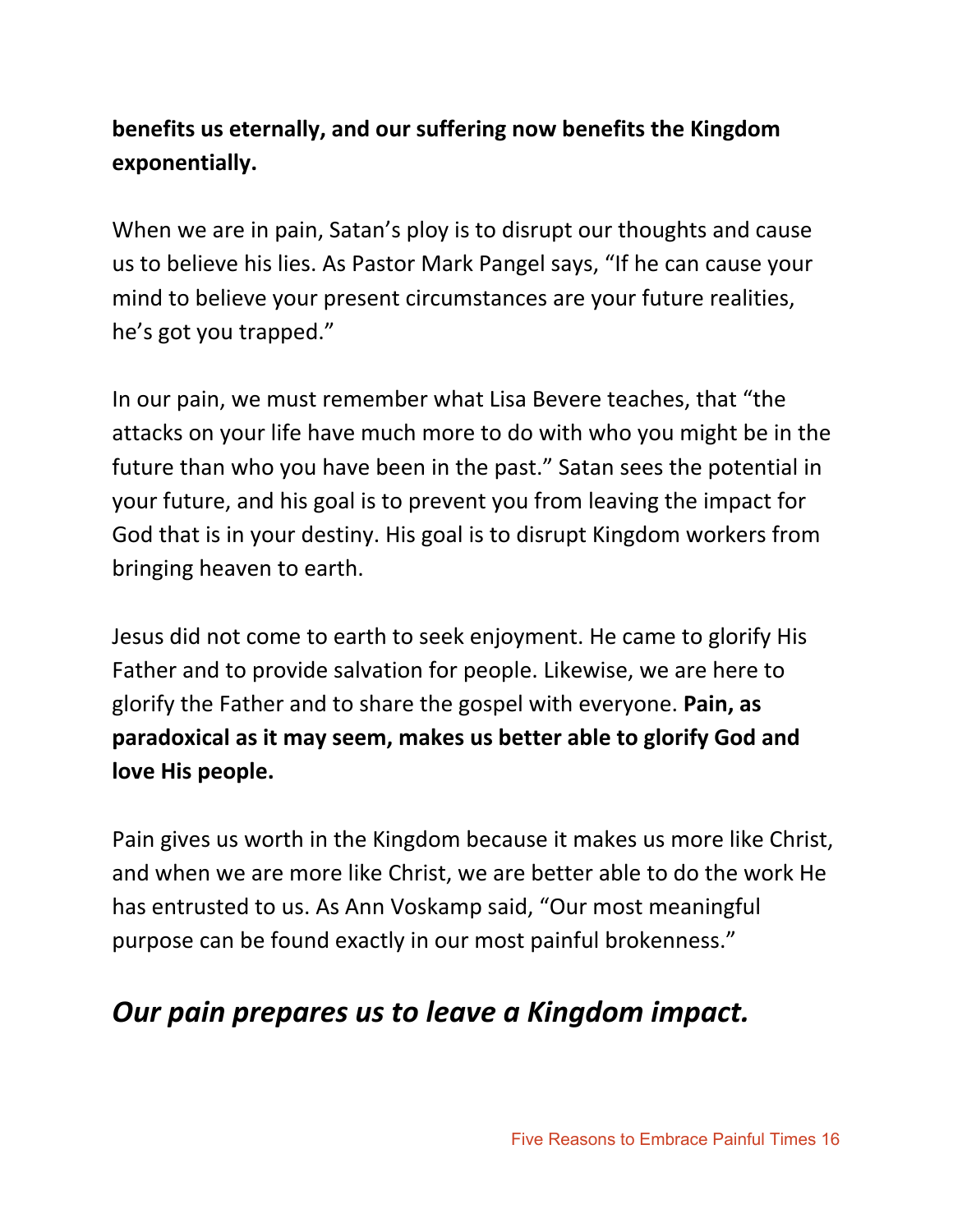**benefits us eternally, and our suffering now benefits the Kingdom exponentially.**

When we are in pain, Satan's ploy is to disrupt our thoughts and cause us to believe his lies. As Pastor Mark Pangel says, "If he can cause your mind to believe your present circumstances are your future realities, he's got you trapped."

In our pain, we must remember what Lisa Bevere teaches, that "the attacks on your life have much more to do with who you might be in the future than who you have been in the past." Satan sees the potential in your future, and his goal is to prevent you from leaving the impact for God that is in your destiny. His goal is to disrupt Kingdom workers from bringing heaven to earth.

Jesus did not come to earth to seek enjoyment. He came to glorify His Father and to provide salvation for people. Likewise, we are here to glorify the Father and to share the gospel with everyone. **Pain, as paradoxical as it may seem, makes us better able to glorify God and love His people.**

Pain gives us worth in the Kingdom because it makes us more like Christ, and when we are more like Christ, we are better able to do the work He has entrusted to us. As Ann Voskamp said, "Our most meaningful purpose can be found exactly in our most painful brokenness."

## ***Our pain prepares us to leave a Kingdom impact.***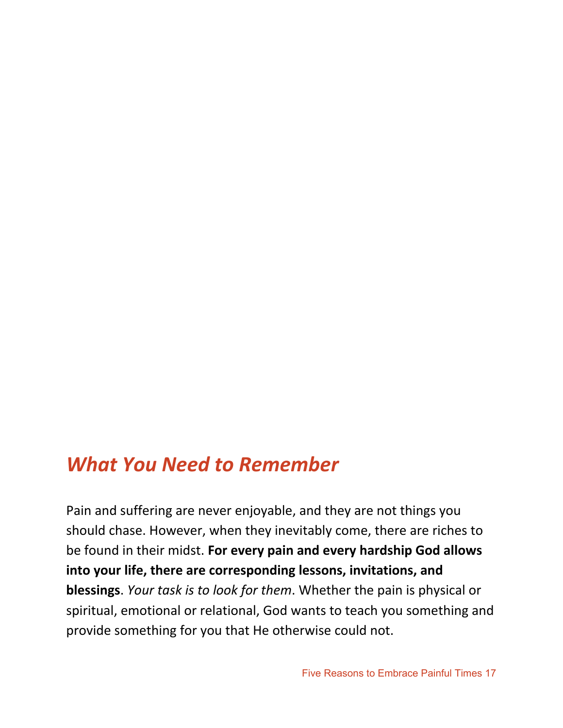## *What You Need to Remember*

Pain and suffering are never enjoyable, and they are not things you should chase. However, when they inevitably come, there are riches to be found in their midst. **For every pain and every hardship God allows into your life, there are corresponding lessons, invitations, and blessings**. *Your task is to look for them*. Whether the pain is physical or spiritual, emotional or relational, God wants to teach you something and provide something for you that He otherwise could not.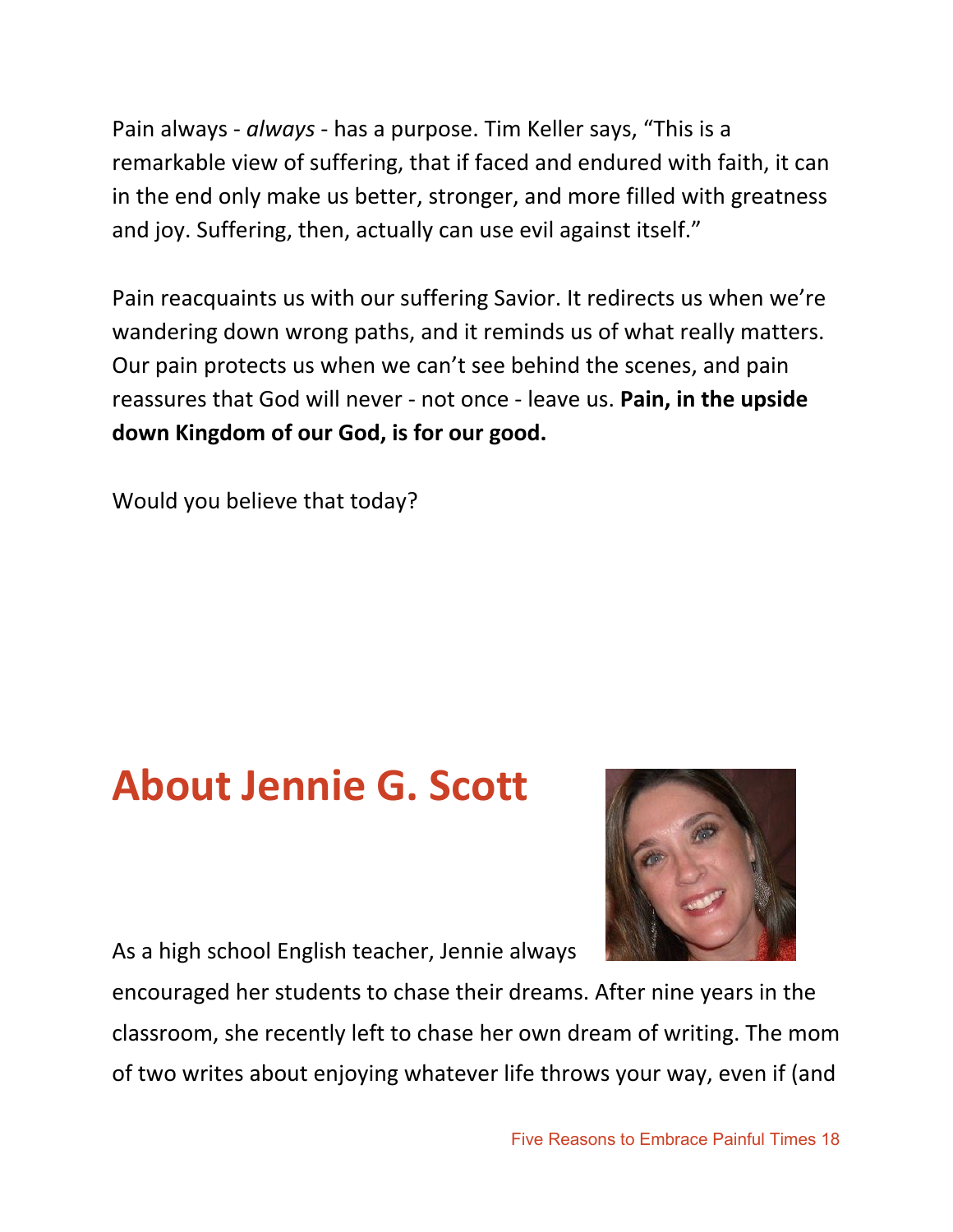Pain always - *always* - has a purpose. Tim Keller says, "This is a remarkable view of suffering, that if faced and endured with faith, it can in the end only make us better, stronger, and more filled with greatness and joy. Suffering, then, actually can use evil against itself."

Pain reacquaints us with our suffering Savior. It redirects us when we're wandering down wrong paths, and it reminds us of what really matters. Our pain protects us when we can't see behind the scenes, and pain reassures that God will never - not once - leave us. **Pain, in the upside down Kingdom of our God, is for our good.**

Would you believe that today?

# About Jennie G. Scott

As a high school English teacher, Jennie always encouraged her students to chase their dreams. After nine years in the classroom, she recently left to chase her own dream of writing. The mom of two writes about enjoying whatever life throws your way, even if (and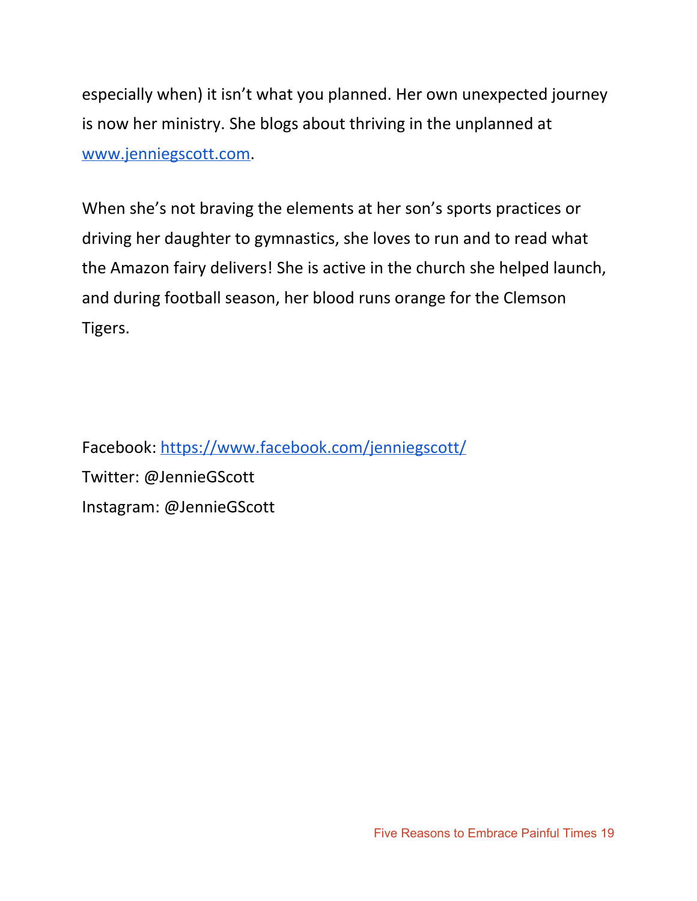especially when) it isn't what you planned. Her own unexpected journey is now her ministry. She blogs about thriving in the unplanned at [www.jenniegscott.com](http://www.jenniegscott.com).

When she's not braving the elements at her son's sports practices or driving her daughter to gymnastics, she loves to run and to read what the Amazon fairy delivers! She is active in the church she helped launch, and during football season, her blood runs orange for the Clemson Tigers.

Facebook: [https://www.facebook.com/jenniegscott/](https://www.facebook.com/jenniegscott/)
Twitter: @JennieGScott
Instagram: @JennieGScott